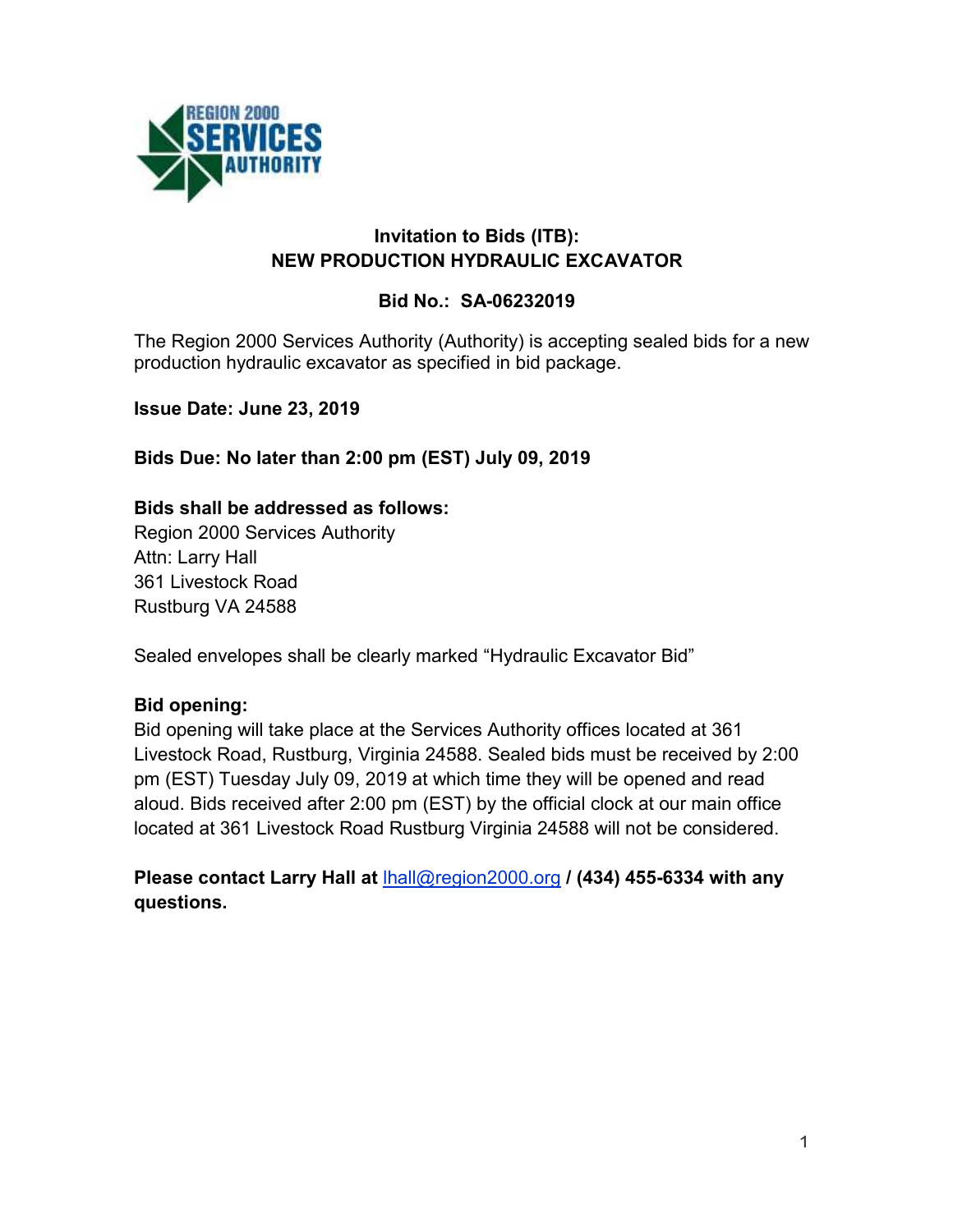REGION 2000 SERVICES AUTHORITY

# Invitation to Bids (ITB): NEW PRODUCTION HYDRAULIC EXCAVATOR

## Bid No.: SA-06232019

The Region 2000 Services Authority (Authority) is accepting sealed bids for a new production hydraulic excavator as specified in bid package.

**Issue Date: June 23, 2019**

**Bids Due: No later than 2:00 pm (EST) July 09, 2019**

**Bids shall be addressed as follows:**
Region 2000 Services Authority
Attn: Larry Hall
361 Livestock Road
Rustburg VA 24588

Sealed envelopes shall be clearly marked "Hydraulic Excavator Bid"

**Bid opening:**
Bid opening will take place at the Services Authority offices located at 361 Livestock Road, Rustburg, Virginia 24588. Sealed bids must be received by 2:00 pm (EST) Tuesday July 09, 2019 at which time they will be opened and read aloud. Bids received after 2:00 pm (EST) by the official clock at our main office located at 361 Livestock Road Rustburg Virginia 24588 will not be considered.

**Please contact Larry Hall at lhall@region2000.org / (434) 455-6334 with any questions.**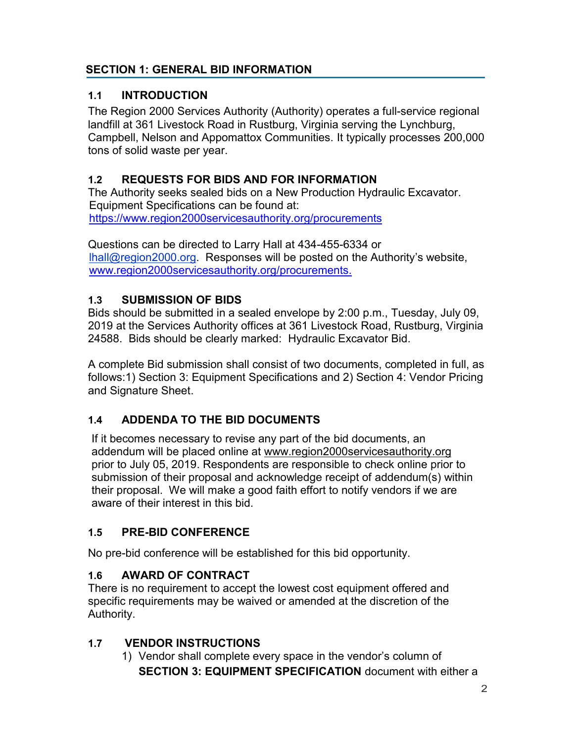## SECTION 1: GENERAL BID INFORMATION

### 1.1 INTRODUCTION

The Region 2000 Services Authority (Authority) operates a full-service regional landfill at 361 Livestock Road in Rustburg, Virginia serving the Lynchburg, Campbell, Nelson and Appomattox Communities. It typically processes 200,000 tons of solid waste per year.

### 1.2 REQUESTS FOR BIDS AND FOR INFORMATION

The Authority seeks sealed bids on a New Production Hydraulic Excavator. Equipment Specifications can be found at: https://www.region2000servicesauthority.org/procurements

Questions can be directed to Larry Hall at 434-455-6334 or lhall@region2000.org. Responses will be posted on the Authority's website, www.region2000servicesauthority.org/procurements.

### 1.3 SUBMISSION OF BIDS

Bids should be submitted in a sealed envelope by 2:00 p.m., Tuesday, July 09, 2019 at the Services Authority offices at 361 Livestock Road, Rustburg, Virginia 24588. Bids should be clearly marked: Hydraulic Excavator Bid.

A complete Bid submission shall consist of two documents, completed in full, as follows:1) Section 3: Equipment Specifications and 2) Section 4: Vendor Pricing and Signature Sheet.

### 1.4 ADDENDA TO THE BID DOCUMENTS

If it becomes necessary to revise any part of the bid documents, an addendum will be placed online at www.region2000servicesauthority.org prior to July 05, 2019. Respondents are responsible to check online prior to submission of their proposal and acknowledge receipt of addendum(s) within their proposal. We will make a good faith effort to notify vendors if we are aware of their interest in this bid.

### 1.5 PRE-BID CONFERENCE

No pre-bid conference will be established for this bid opportunity.

### 1.6 AWARD OF CONTRACT

There is no requirement to accept the lowest cost equipment offered and specific requirements may be waived or amended at the discretion of the Authority.

### 1.7 VENDOR INSTRUCTIONS

1) Vendor shall complete every space in the vendor's column of **SECTION 3: EQUIPMENT SPECIFICATION** document with either a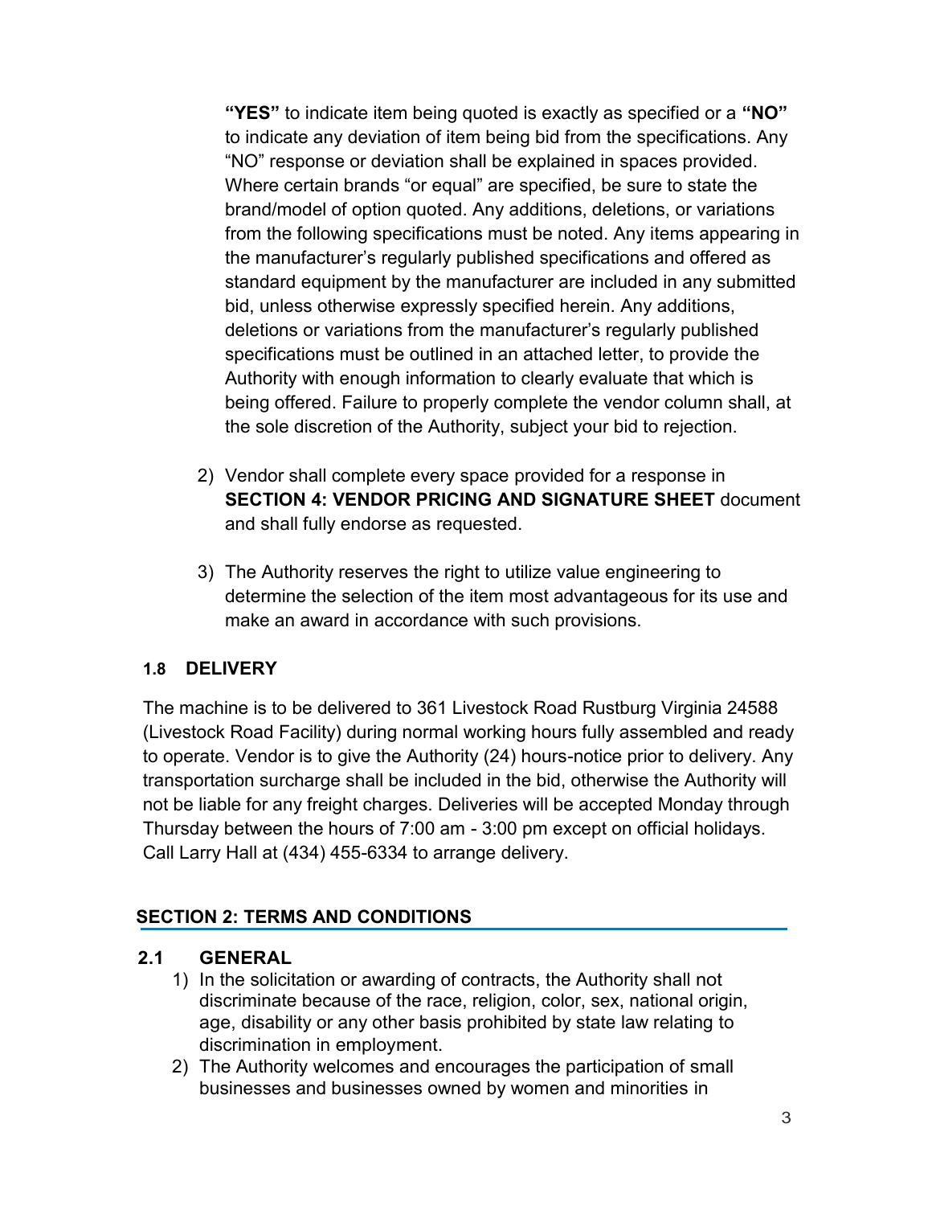**"YES"** to indicate item being quoted is exactly as specified or a **"NO"** to indicate any deviation of item being bid from the specifications. Any "NO" response or deviation shall be explained in spaces provided. Where certain brands "or equal" are specified, be sure to state the brand/model of option quoted. Any additions, deletions, or variations from the following specifications must be noted. Any items appearing in the manufacturer's regularly published specifications and offered as standard equipment by the manufacturer are included in any submitted bid, unless otherwise expressly specified herein. Any additions, deletions or variations from the manufacturer's regularly published specifications must be outlined in an attached letter, to provide the Authority with enough information to clearly evaluate that which is being offered. Failure to properly complete the vendor column shall, at the sole discretion of the Authority, subject your bid to rejection.

2) Vendor shall complete every space provided for a response in **SECTION 4: VENDOR PRICING AND SIGNATURE SHEET** document and shall fully endorse as requested.

3) The Authority reserves the right to utilize value engineering to determine the selection of the item most advantageous for its use and make an award in accordance with such provisions.

### 1.8 DELIVERY

The machine is to be delivered to 361 Livestock Road Rustburg Virginia 24588 (Livestock Road Facility) during normal working hours fully assembled and ready to operate. Vendor is to give the Authority (24) hours-notice prior to delivery. Any transportation surcharge shall be included in the bid, otherwise the Authority will not be liable for any freight charges. Deliveries will be accepted Monday through Thursday between the hours of 7:00 am - 3:00 pm except on official holidays. Call Larry Hall at (434) 455-6334 to arrange delivery.

## SECTION 2: TERMS AND CONDITIONS

### 2.1 GENERAL

1) In the solicitation or awarding of contracts, the Authority shall not discriminate because of the race, religion, color, sex, national origin, age, disability or any other basis prohibited by state law relating to discrimination in employment.
2) The Authority welcomes and encourages the participation of small businesses and businesses owned by women and minorities in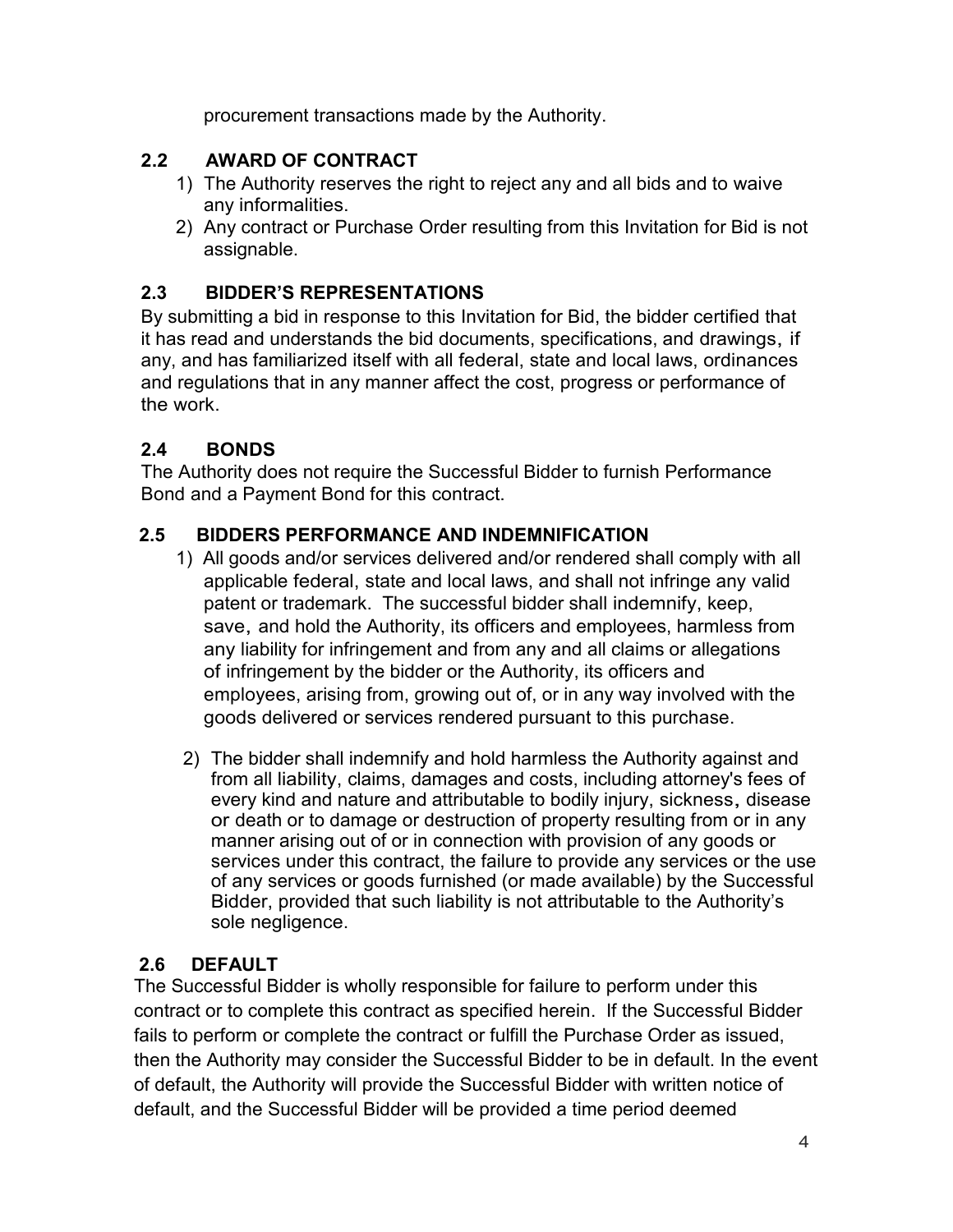procurement transactions made by the Authority.

### 2.2 AWARD OF CONTRACT

1) The Authority reserves the right to reject any and all bids and to waive any informalities.
2) Any contract or Purchase Order resulting from this Invitation for Bid is not assignable.

### 2.3 BIDDER'S REPRESENTATIONS

By submitting a bid in response to this Invitation for Bid, the bidder certified that it has read and understands the bid documents, specifications, and drawings, if any, and has familiarized itself with all federal, state and local laws, ordinances and regulations that in any manner affect the cost, progress or performance of the work.

### 2.4 BONDS

The Authority does not require the Successful Bidder to furnish Performance Bond and a Payment Bond for this contract.

### 2.5 BIDDERS PERFORMANCE AND INDEMNIFICATION

1) All goods and/or services delivered and/or rendered shall comply with all applicable federal, state and local laws, and shall not infringe any valid patent or trademark. The successful bidder shall indemnify, keep, save, and hold the Authority, its officers and employees, harmless from any liability for infringement and from any and all claims or allegations of infringement by the bidder or the Authority, its officers and employees, arising from, growing out of, or in any way involved with the goods delivered or services rendered pursuant to this purchase.

2) The bidder shall indemnify and hold harmless the Authority against and from all liability, claims, damages and costs, including attorney's fees of every kind and nature and attributable to bodily injury, sickness, disease or death or to damage or destruction of property resulting from or in any manner arising out of or in connection with provision of any goods or services under this contract, the failure to provide any services or the use of any services or goods furnished (or made available) by the Successful Bidder, provided that such liability is not attributable to the Authority's sole negligence.

### 2.6 DEFAULT

The Successful Bidder is wholly responsible for failure to perform under this contract or to complete this contract as specified herein. If the Successful Bidder fails to perform or complete the contract or fulfill the Purchase Order as issued, then the Authority may consider the Successful Bidder to be in default. In the event of default, the Authority will provide the Successful Bidder with written notice of default, and the Successful Bidder will be provided a time period deemed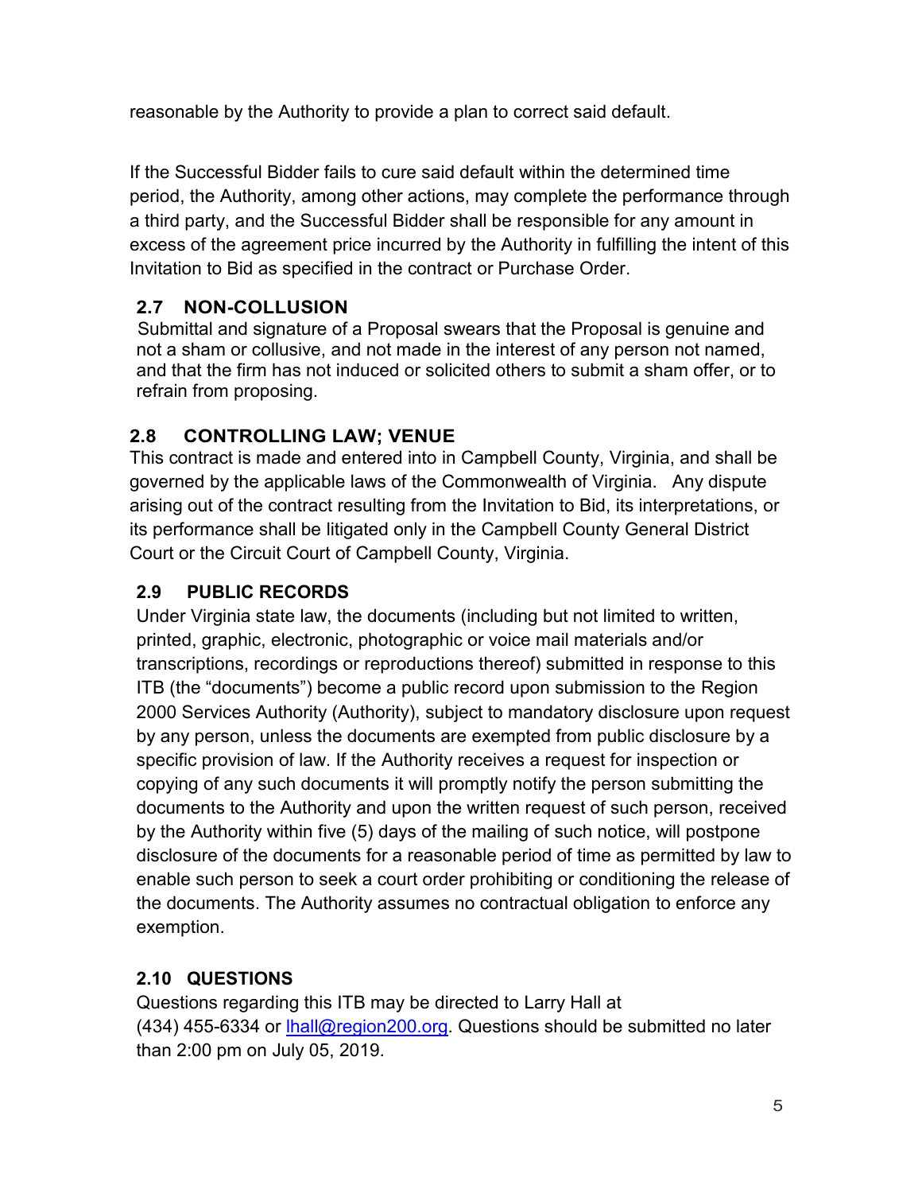reasonable by the Authority to provide a plan to correct said default.

If the Successful Bidder fails to cure said default within the determined time period, the Authority, among other actions, may complete the performance through a third party, and the Successful Bidder shall be responsible for any amount in excess of the agreement price incurred by the Authority in fulfilling the intent of this Invitation to Bid as specified in the contract or Purchase Order.

### 2.7 NON-COLLUSION

Submittal and signature of a Proposal swears that the Proposal is genuine and not a sham or collusive, and not made in the interest of any person not named, and that the firm has not induced or solicited others to submit a sham offer, or to refrain from proposing.

### 2.8 CONTROLLING LAW; VENUE

This contract is made and entered into in Campbell County, Virginia, and shall be governed by the applicable laws of the Commonwealth of Virginia. Any dispute arising out of the contract resulting from the Invitation to Bid, its interpretations, or its performance shall be litigated only in the Campbell County General District Court or the Circuit Court of Campbell County, Virginia.

### 2.9 PUBLIC RECORDS

Under Virginia state law, the documents (including but not limited to written, printed, graphic, electronic, photographic or voice mail materials and/or transcriptions, recordings or reproductions thereof) submitted in response to this ITB (the "documents") become a public record upon submission to the Region 2000 Services Authority (Authority), subject to mandatory disclosure upon request by any person, unless the documents are exempted from public disclosure by a specific provision of law. If the Authority receives a request for inspection or copying of any such documents it will promptly notify the person submitting the documents to the Authority and upon the written request of such person, received by the Authority within five (5) days of the mailing of such notice, will postpone disclosure of the documents for a reasonable period of time as permitted by law to enable such person to seek a court order prohibiting or conditioning the release of the documents. The Authority assumes no contractual obligation to enforce any exemption.

### 2.10 QUESTIONS

Questions regarding this ITB may be directed to Larry Hall at (434) 455-6334 or [lhall@region200.org](mailto:lhall@region200.org). Questions should be submitted no later than 2:00 pm on July 05, 2019.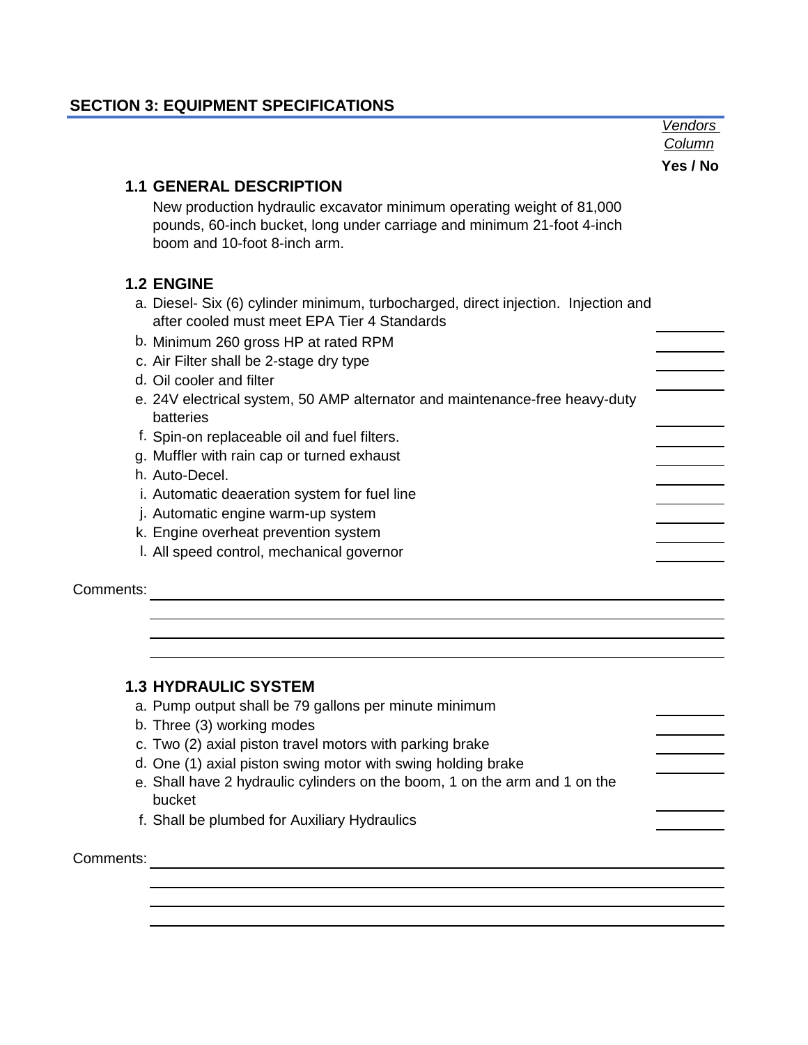## SECTION 3: EQUIPMENT SPECIFICATIONS

| | *Vendors Column* |
|---|---|
| | **Yes / No** |
| **1.1 GENERAL DESCRIPTION** | |
| New production hydraulic excavator minimum operating weight of 81,000 pounds, 60-inch bucket, long under carriage and minimum 21-foot 4-inch boom and 10-foot 8-inch arm. | |
| **1.2 ENGINE** | |
| a. Diesel- Six (6) cylinder minimum, turbocharged, direct injection. Injection and after cooled must meet EPA Tier 4 Standards | ______ |
| b. Minimum 260 gross HP at rated RPM | ______ |
| c. Air Filter shall be 2-stage dry type | ______ |
| d. Oil cooler and filter | ______ |
| e. 24V electrical system, 50 AMP alternator and maintenance-free heavy-duty batteries | ______ |
| f. Spin-on replaceable oil and fuel filters. | ______ |
| g. Muffler with rain cap or turned exhaust | ______ |
| h. Auto-Decel. | ______ |
| i. Automatic deaeration system for fuel line | ______ |
| j. Automatic engine warm-up system | ______ |
| k. Engine overheat prevention system | ______ |
| l. All speed control, mechanical governor | ______ |

Comments: ______________________________________________

______________________________________________

______________________________________________

______________________________________________

| | *Vendors Column* |
|---|---|
| **1.3 HYDRAULIC SYSTEM** | |
| a. Pump output shall be 79 gallons per minute minimum | ______ |
| b. Three (3) working modes | ______ |
| c. Two (2) axial piston travel motors with parking brake | ______ |
| d. One (1) axial piston swing motor with swing holding brake | ______ |
| e. Shall have 2 hydraulic cylinders on the boom, 1 on the arm and 1 on the bucket | ______ |
| f. Shall be plumbed for Auxiliary Hydraulics | ______ |

Comments: ______________________________________________

______________________________________________

______________________________________________

______________________________________________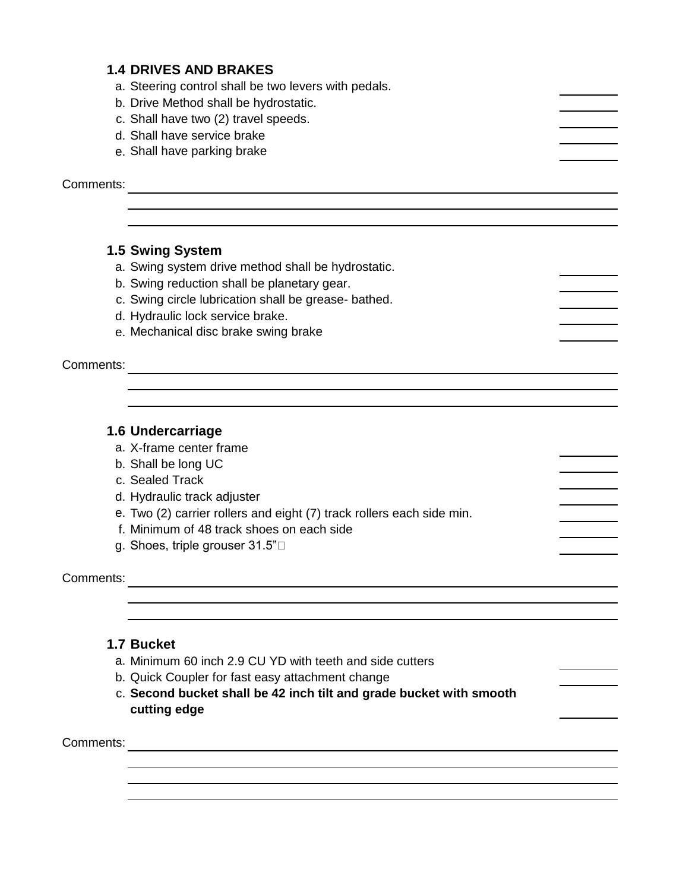### 1.4 DRIVES AND BRAKES

a. Steering control shall be two levers with pedals. \_\_\_\_\_\_\_\_
b. Drive Method shall be hydrostatic. \_\_\_\_\_\_\_\_
c. Shall have two (2) travel speeds. \_\_\_\_\_\_\_\_
d. Shall have service brake \_\_\_\_\_\_\_\_
e. Shall have parking brake \_\_\_\_\_\_\_\_

Comments: \_\_\_\_\_\_\_\_\_\_\_\_\_\_\_\_\_\_\_\_\_\_\_\_\_\_\_\_\_\_\_\_\_\_\_\_\_\_\_\_\_\_\_\_\_\_\_\_\_\_\_\_\_\_\_\_\_\_\_\_\_\_\_\_\_\_\_\_\_\_\_\_

### 1.5 Swing System

a. Swing system drive method shall be hydrostatic. \_\_\_\_\_\_\_\_
b. Swing reduction shall be planetary gear. \_\_\_\_\_\_\_\_
c. Swing circle lubrication shall be grease- bathed. \_\_\_\_\_\_\_\_
d. Hydraulic lock service brake. \_\_\_\_\_\_\_\_
e. Mechanical disc brake swing brake \_\_\_\_\_\_\_\_

Comments: \_\_\_\_\_\_\_\_\_\_\_\_\_\_\_\_\_\_\_\_\_\_\_\_\_\_\_\_\_\_\_\_\_\_\_\_\_\_\_\_\_\_\_\_\_\_\_\_\_\_\_\_\_\_\_\_\_\_\_\_\_\_\_\_\_\_\_\_\_\_\_\_

### 1.6 Undercarriage

a. X-frame center frame \_\_\_\_\_\_\_\_
b. Shall be long UC \_\_\_\_\_\_\_\_
c. Sealed Track \_\_\_\_\_\_\_\_
d. Hydraulic track adjuster \_\_\_\_\_\_\_\_
e. Two (2) carrier rollers and eight (7) track rollers each side min. \_\_\_\_\_\_\_\_
f. Minimum of 48 track shoes on each side \_\_\_\_\_\_\_\_
g. Shoes, triple grouser 31.5” \_\_\_\_\_\_\_\_

Comments: \_\_\_\_\_\_\_\_\_\_\_\_\_\_\_\_\_\_\_\_\_\_\_\_\_\_\_\_\_\_\_\_\_\_\_\_\_\_\_\_\_\_\_\_\_\_\_\_\_\_\_\_\_\_\_\_\_\_\_\_\_\_\_\_\_\_\_\_\_\_\_\_

### 1.7 Bucket

a. Minimum 60 inch 2.9 CU YD with teeth and side cutters \_\_\_\_\_\_\_\_
b. Quick Coupler for fast easy attachment change \_\_\_\_\_\_\_\_
c. **Second bucket shall be 42 inch tilt and grade bucket with smooth cutting edge** \_\_\_\_\_\_\_\_

Comments: \_\_\_\_\_\_\_\_\_\_\_\_\_\_\_\_\_\_\_\_\_\_\_\_\_\_\_\_\_\_\_\_\_\_\_\_\_\_\_\_\_\_\_\_\_\_\_\_\_\_\_\_\_\_\_\_\_\_\_\_\_\_\_\_\_\_\_\_\_\_\_\_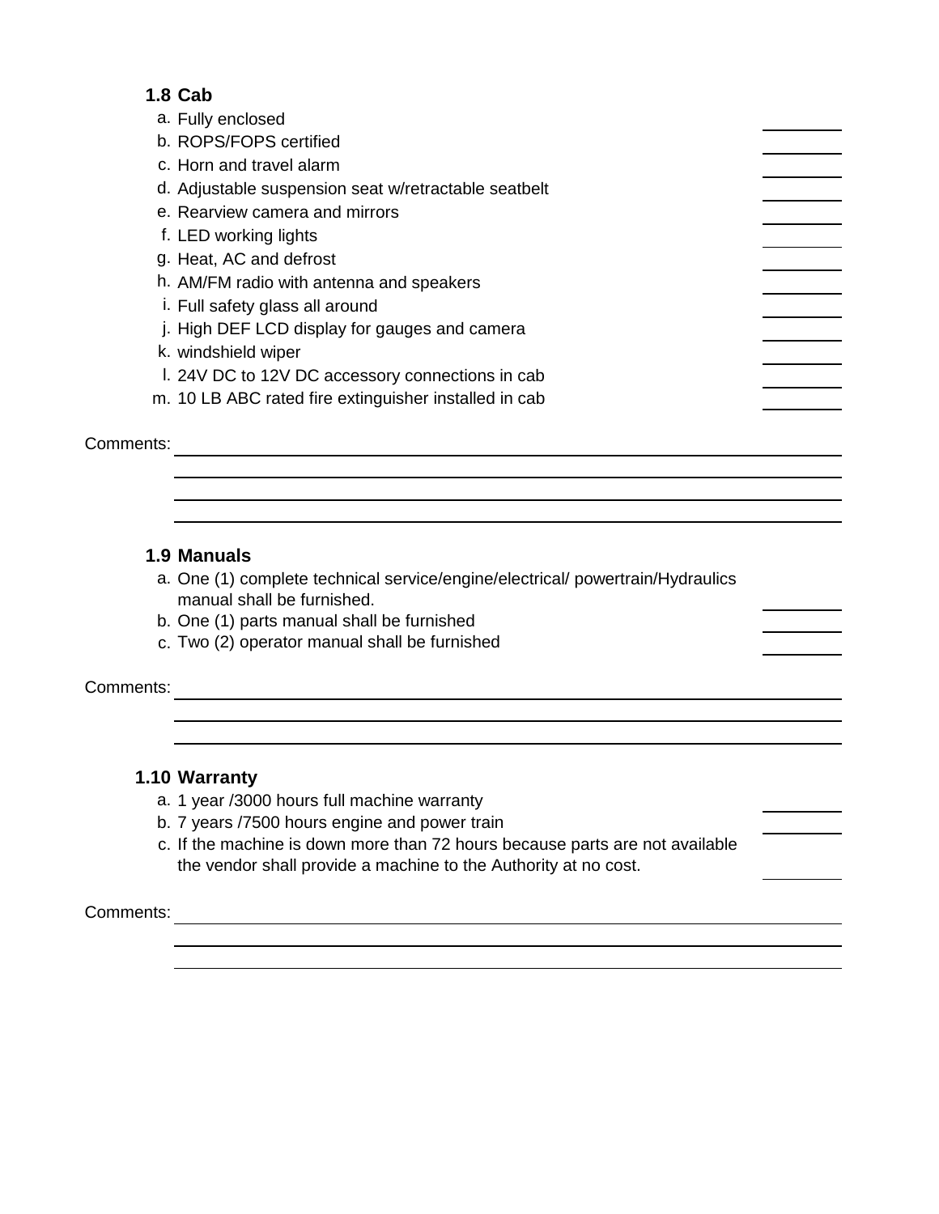## 1.8 Cab

a. Fully enclosed ________
b. ROPS/FOPS certified ________
c. Horn and travel alarm ________
d. Adjustable suspension seat w/retractable seatbelt ________
e. Rearview camera and mirrors ________
f. LED working lights ________
g. Heat, AC and defrost ________
h. AM/FM radio with antenna and speakers ________
i. Full safety glass all around ________
j. High DEF LCD display for gauges and camera ________
k. windshield wiper ________
l. 24V DC to 12V DC accessory connections in cab ________
m. 10 LB ABC rated fire extinguisher installed in cab ________

Comments: ________________________________________________

## 1.9 Manuals

a. One (1) complete technical service/engine/electrical/ powertrain/Hydraulics manual shall be furnished. ________
b. One (1) parts manual shall be furnished ________
c. Two (2) operator manual shall be furnished ________

Comments: ________________________________________________

## 1.10 Warranty

a. 1 year /3000 hours full machine warranty ________
b. 7 years /7500 hours engine and power train ________
c. If the machine is down more than 72 hours because parts are not available the vendor shall provide a machine to the Authority at no cost. ________

Comments: ________________________________________________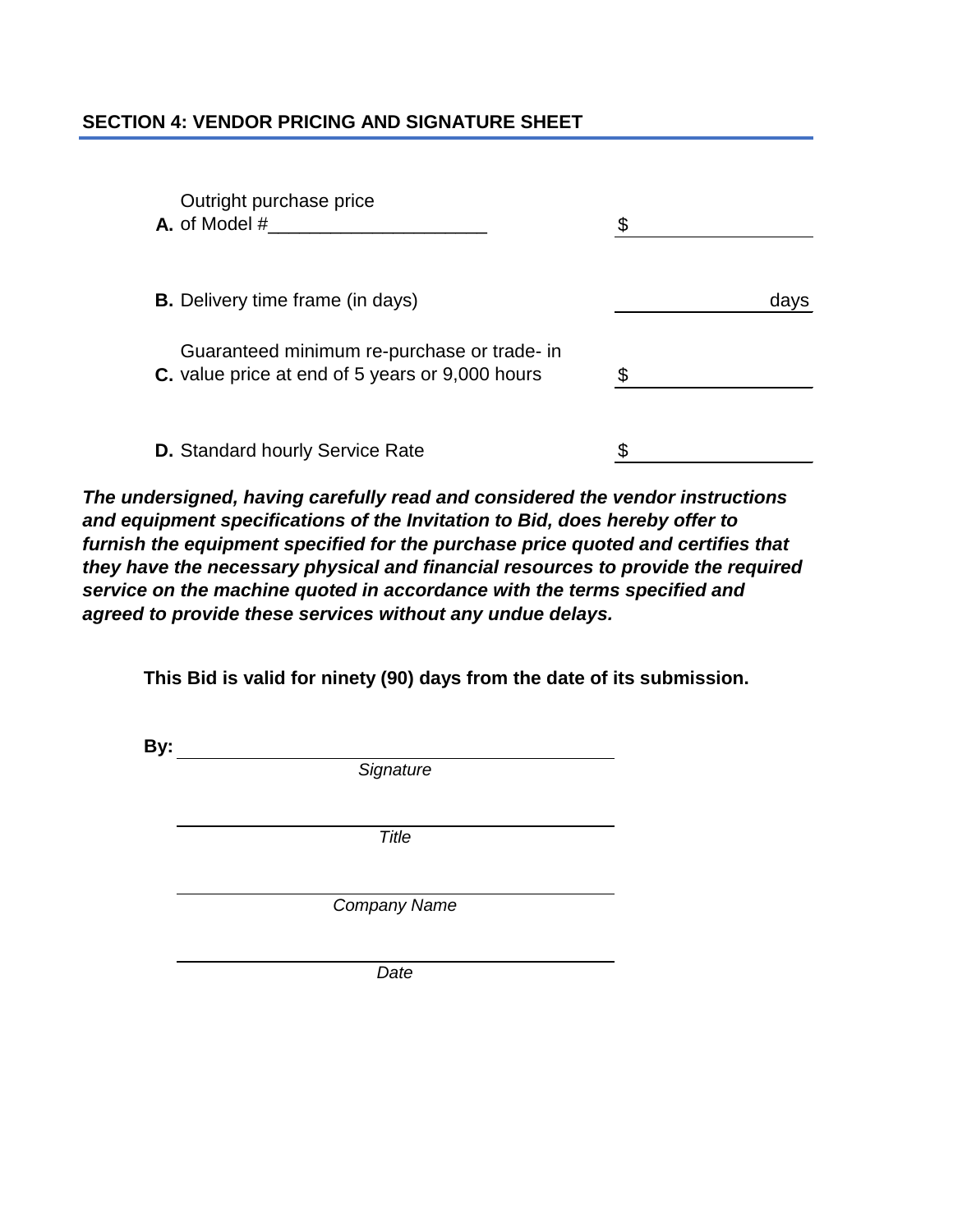## SECTION 4: VENDOR PRICING AND SIGNATURE SHEET

| | | |
|---|---|---|
| **A.** | Outright purchase price of Model #____________________ | $ __________ |
| **B.** | Delivery time frame (in days) | __________ days |
| **C.** | Guaranteed minimum re-purchase or trade- in value price at end of 5 years or 9,000 hours | $ __________ |
| **D.** | Standard hourly Service Rate | $ __________ |

***The undersigned, having carefully read and considered the vendor instructions and equipment specifications of the Invitation to Bid, does hereby offer to furnish the equipment specified for the purchase price quoted and certifies that they have the necessary physical and financial resources to provide the required service on the machine quoted in accordance with the terms specified and agreed to provide these services without any undue delays.***

**This Bid is valid for ninety (90) days from the date of its submission.**

**By:** ______________________________
*Signature*

______________________________
*Title*

______________________________
*Company Name*

______________________________
*Date*